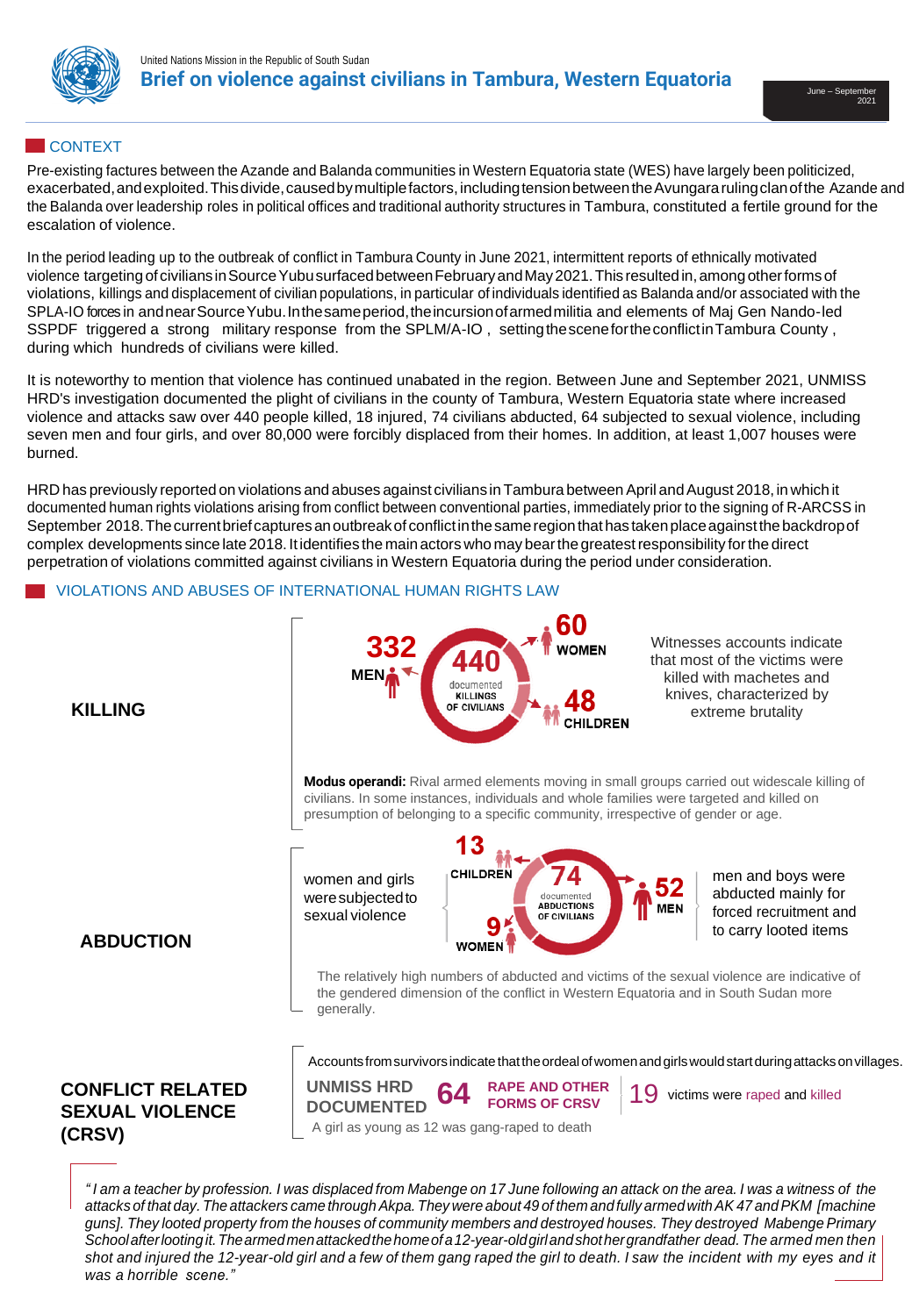United Nations Mission in the Republic of South Sudan

# Brief on violence against civilians in Tambura, Western Equatoria

June – September 2021

## CONTEXT

Pre-existing factures between the Azande and Balanda communities in Western Equatoria state (WES) have largely been politicized, exacerbated, and exploited. This divide, caused by multiple factors, including tension between the Avungara ruling clan of the Azande and the Balanda over leadership roles in political offices and traditional authority structures in Tambura, constituted a fertile ground for the escalation of violence.

In the period leading up to the outbreak of conflict in Tambura County in June 2021, intermittent reports of ethnically motivated violence targeting of civilians in Source Yubu surfaced between February and May 2021. This resulted in, among other forms of violations, killings and displacement of civilian populations, in particular of individuals identified as Balanda and/or associated with the SPLA-IO forces in and near Source Yubu. In the same period, the incursion of armed militia and elements of Maj Gen Nando-led SSPDF triggered a strong military response from the SPLM/A-IO, setting the scene for the conflict in Tambura County, during which hundreds of civilians were killed.

It is noteworthy to mention that violence has continued unabated in the region. Between June and September 2021, UNMISS HRD's investigation documented the plight of civilians in the county of Tambura, Western Equatoria state where increased violence and attacks saw over 440 people killed, 18 injured, 74 civilians abducted, 64 subjected to sexual violence, including seven men and four girls, and over 80,000 were forcibly displaced from their homes. In addition, at least 1,007 houses were burned.

HRD has previously reported on violations and abuses against civilians in Tambura between April and August 2018, in which it documented human rights violations arising from conflict between conventional parties, immediately prior to the signing of R-ARCSS in September 2018. The current brief captures an outbreak of conflict in the same region that has taken place against the backdrop of complex developments since late 2018. It identifies the main actors who may bear the greatest responsibility for the direct perpetration of violations committed against civilians in Western Equatoria during the period under consideration.

## VIOLATIONS AND ABUSES OF INTERNATIONAL HUMAN RIGHTS LAW

### KILLING

440 documented KILLINGS OF CIVILIANS

332 MEN

60 WOMEN

48 CHILDREN

Witnesses accounts indicate that most of the victims were killed with machetes and knives, characterized by extreme brutality

**Modus operandi:** Rival armed elements moving in small groups carried out widescale killing of civilians. In some instances, individuals and whole families were targeted and killed on presumption of belonging to a specific community, irrespective of gender or age.

### ABDUCTION

74 documented ABDUCTIONS OF CIVILIANS

13 CHILDREN

9 WOMEN

52 MEN

women and girls were subjected to sexual violence

men and boys were abducted mainly for forced recruitment and to carry looted items

The relatively high numbers of abducted and victims of the sexual violence are indicative of the gendered dimension of the conflict in Western Equatoria and in South Sudan more generally.

### CONFLICT RELATED SEXUAL VIOLENCE (CRSV)

Accounts from survivors indicate that the ordeal of women and girls would start during attacks on villages.

UNMISS HRD DOCUMENTED 64 RAPE AND OTHER FORMS OF CRSV

19 victims were raped and killed

A girl as young as 12 was gang-raped to death

*"I am a teacher by profession. I was displaced from Mabenge on 17 June following an attack on the area. I was a witness of the attacks of that day. The attackers came through Akpa. They were about 49 of them and fully armed with AK 47 and PKM [machine guns]. They looted property from the houses of community members and destroyed houses. They destroyed Mabenge Primary School after looting it. The armed men attacked the home of a 12-year-old girl and shot her grandfather dead. The armed men then shot and injured the 12-year-old girl and a few of them gang raped the girl to death. I saw the incident with my eyes and it was a horrible scene."*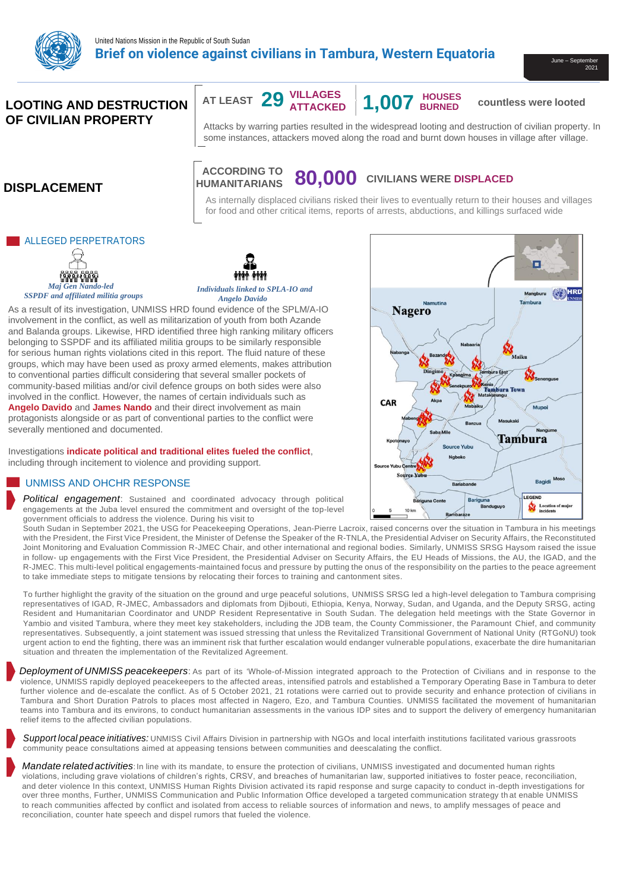United Nations Mission in the Republic of South Sudan

# Brief on violence against civilians in Tambura, Western Equatoria

June – September 2021

## LOOTING AND DESTRUCTION OF CIVILIAN PROPERTY

AT LEAST **29** VILLAGES ATTACKED | **1,007** HOUSES BURNED | countless were looted

Attacks by warring parties resulted in the widespread looting and destruction of civilian property. In some instances, attackers moved along the road and burnt down houses in village after village.

## DISPLACEMENT

ACCORDING TO HUMANITARIANS **80,000** CIVILIANS WERE DISPLACED

As internally displaced civilians risked their lives to eventually return to their houses and villages for food and other critical items, reports of arrests, abductions, and killings surfaced wide

## ALLEGED PERPETRATORS

*Maj Gen Nando-led SSPDF and affiliated militia groups*

*Individuals linked to SPLA-IO and Angelo Davido*

As a result of its investigation, UNMISS HRD found evidence of the SPLM/A-IO involvement in the conflict, as well as militarization of youth from both Azande and Balanda groups. Likewise, HRD identified three high ranking military officers belonging to SSPDF and its affiliated militia groups to be similarly responsible for serious human rights violations cited in this report. The fluid nature of these groups, which may have been used as proxy armed elements, makes attribution to conventional parties difficult considering that several smaller pockets of community-based militias and/or civil defence groups on both sides were also involved in the conflict. However, the names of certain individuals such as **Angelo Davido** and **James Nando** and their direct involvement as main protagonists alongside or as part of conventional parties to the conflict were severally mentioned and documented.

Investigations **indicate political and traditional elites fueled the conflict**, including through incitement to violence and providing support.

Nagero, Namutina, Mangburu, Tambura, Nabanga, Nabaaria, Bazande, Maiku, Dingimo, Kpangima, Tambura East, Senenguse, Senekpuro, Kenia, Tambura Town, Matakpungu, CAR, Akpa, Mabaiku, Mupoi, Mabenge, Banzua, Masukaki, Saba Mile, Nangume, Kpotonayo, Tambura, Source Yubu, Ngboko, Source Yubu Centre, Source Yubu, Bariabande, Bagidi, Moso, Bariguna Cente, Bariguna, Banduguyo, Bambaraze

0 5 10 km

LEGEND: Location of major incidents

HRD UNMISS

## UNMISS AND OHCHR RESPONSE

*Political engagement*: Sustained and coordinated advocacy through political engagements at the Juba level ensured the commitment and oversight of the top-level government officials to address the violence. During his visit to South Sudan in September 2021, the USG for Peacekeeping Operations, Jean-Pierre Lacroix, raised concerns over the situation in Tambura in his meetings with the President, the First Vice President, the Minister of Defense the Speaker of the R-TNLA, the Presidential Adviser on Security Affairs, the Reconstituted Joint Monitoring and Evaluation Commission R-JMEC Chair, and other international and regional bodies. Similarly, UNMISS SRSG Haysom raised the issue in follow- up engagements with the First Vice President, the Presidential Adviser on Security Affairs, the EU Heads of Missions, the AU, the IGAD, and the R-JMEC. This multi-level political engagements-maintained focus and pressure by putting the onus of the responsibility on the parties to the peace agreement to take immediate steps to mitigate tensions by relocating their forces to training and cantonment sites.

To further highlight the gravity of the situation on the ground and urge peaceful solutions, UNMISS SRSG led a high-level delegation to Tambura comprising representatives of IGAD, R-JMEC, Ambassadors and diplomats from Djibouti, Ethiopia, Kenya, Norway, Sudan, and Uganda, and the Deputy SRSG, acting Resident and Humanitarian Coordinator and UNDP Resident Representative in South Sudan. The delegation held meetings with the State Governor in Yambio and visited Tambura, where they meet key stakeholders, including the JDB team, the County Commissioner, the Paramount Chief, and community representatives. Subsequently, a joint statement was issued stressing that unless the Revitalized Transitional Government of National Unity (RTGoNU) took urgent action to end the fighting, there was an imminent risk that further escalation would endanger vulnerable populations, exacerbate the dire humanitarian situation and threaten the implementation of the Revitalized Agreement.

*Deployment of UNMISS peacekeepers*: As part of its 'Whole-of-Mission integrated approach to the Protection of Civilians and in response to the violence, UNMISS rapidly deployed peacekeepers to the affected areas, intensified patrols and established a Temporary Operating Base in Tambura to deter further violence and de-escalate the conflict. As of 5 October 2021, 21 rotations were carried out to provide security and enhance protection of civilians in Tambura and Short Duration Patrols to places most affected in Nagero, Ezo, and Tambura Counties. UNMISS facilitated the movement of humanitarian teams into Tambura and its environs, to conduct humanitarian assessments in the various IDP sites and to support the delivery of emergency humanitarian relief items to the affected civilian populations.

*Support local peace initiatives:* UNMISS Civil Affairs Division in partnership with NGOs and local interfaith institutions facilitated various grassroots community peace consultations aimed at appeasing tensions between communities and deescalating the conflict.

*Mandate related activities*: In line with its mandate, to ensure the protection of civilians, UNMISS investigated and documented human rights violations, including grave violations of children's rights, CRSV, and breaches of humanitarian law, supported initiatives to foster peace, reconciliation, and deter violence In this context, UNMISS Human Rights Division activated its rapid response and surge capacity to conduct in-depth investigations for over three months, Further, UNMISS Communication and Public Information Office developed a targeted communication strategy that enable UNMISS to reach communities affected by conflict and isolated from access to reliable sources of information and news, to amplify messages of peace and reconciliation, counter hate speech and dispel rumors that fueled the violence.